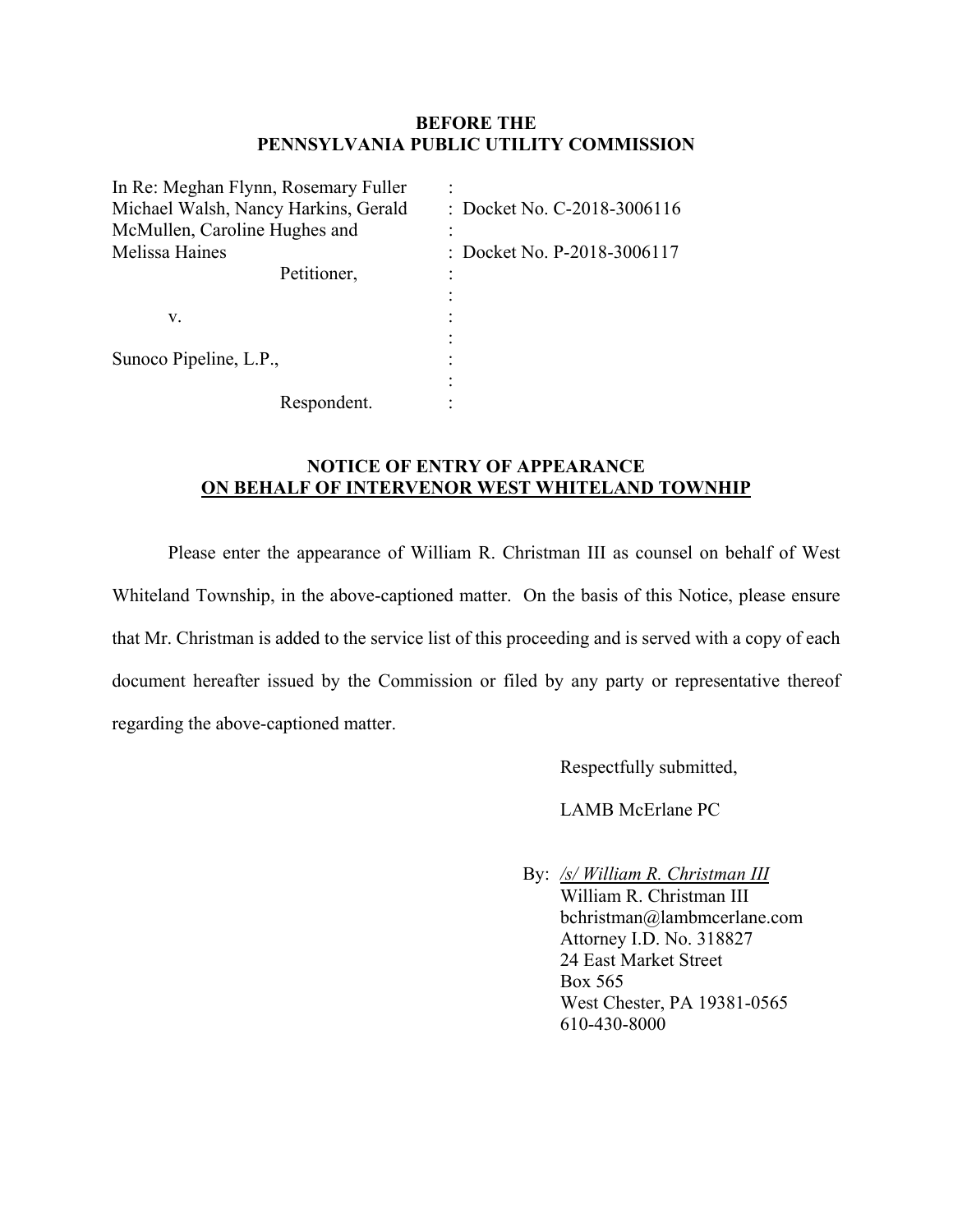**BEFORE THE**
**PENNSYLVANIA PUBLIC UTILITY COMMISSION**

| | | |
|---|---|---|
| In Re: Meghan Flynn, Rosemary Fuller Michael Walsh, Nancy Harkins, Gerald McMullen, Caroline Hughes and Melissa Haines | : | Docket No. C-2018-3006116 |
| Petitioner, | : | Docket No. P-2018-3006117 |
| v. | : | |
| Sunoco Pipeline, L.P., | : | |
| Respondent. | : | |

**NOTICE OF ENTRY OF APPEARANCE**
**ON BEHALF OF INTERVENOR WEST WHITELAND TOWNHIP**

Please enter the appearance of William R. Christman III as counsel on behalf of West Whiteland Township, in the above-captioned matter. On the basis of this Notice, please ensure that Mr. Christman is added to the service list of this proceeding and is served with a copy of each document hereafter issued by the Commission or filed by any party or representative thereof regarding the above-captioned matter.

Respectfully submitted,

LAMB McErlane PC

By: */s/ William R. Christman III*
William R. Christman III
bchristman@lambmcerlane.com
Attorney I.D. No. 318827
24 East Market Street
Box 565
West Chester, PA 19381-0565
610-430-8000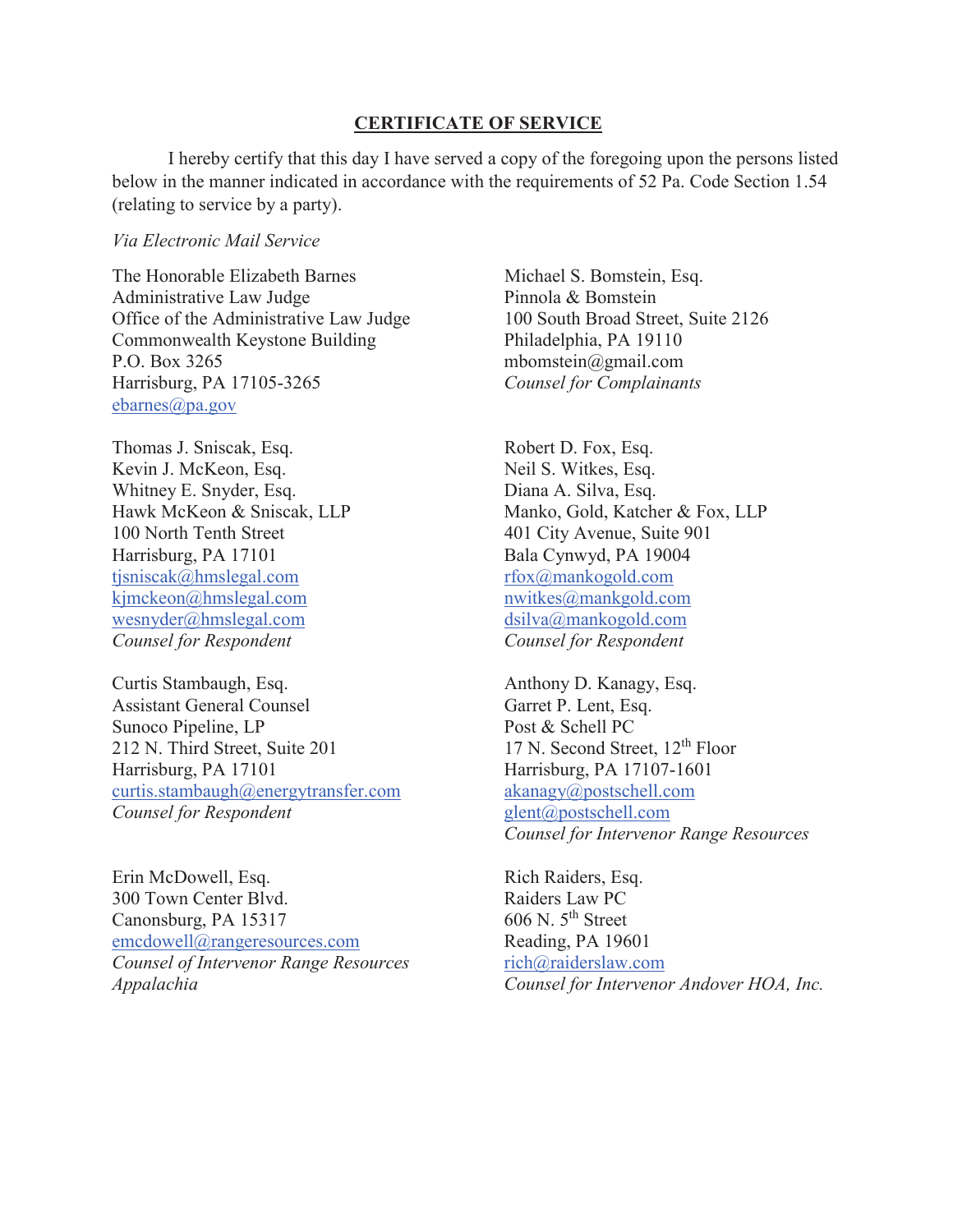## CERTIFICATE OF SERVICE

I hereby certify that this day I have served a copy of the foregoing upon the persons listed below in the manner indicated in accordance with the requirements of 52 Pa. Code Section 1.54 (relating to service by a party).

*Via Electronic Mail Service*

The Honorable Elizabeth Barnes
Administrative Law Judge
Office of the Administrative Law Judge
Commonwealth Keystone Building
P.O. Box 3265
Harrisburg, PA 17105-3265
ebarnes@pa.gov

Michael S. Bomstein, Esq.
Pinnola & Bomstein
100 South Broad Street, Suite 2126
Philadelphia, PA 19110
mbomstein@gmail.com
*Counsel for Complainants*

Thomas J. Sniscak, Esq.
Kevin J. McKeon, Esq.
Whitney E. Snyder, Esq.
Hawk McKeon & Sniscak, LLP
100 North Tenth Street
Harrisburg, PA 17101
tjsniscak@hmslegal.com
kjmckeon@hmslegal.com
wesnyder@hmslegal.com
*Counsel for Respondent*

Robert D. Fox, Esq.
Neil S. Witkes, Esq.
Diana A. Silva, Esq.
Manko, Gold, Katcher & Fox, LLP
401 City Avenue, Suite 901
Bala Cynwyd, PA 19004
rfox@mankogold.com
nwitkes@mankgold.com
dsilva@mankogold.com
*Counsel for Respondent*

Curtis Stambaugh, Esq.
Assistant General Counsel
Sunoco Pipeline, LP
212 N. Third Street, Suite 201
Harrisburg, PA 17101
curtis.stambaugh@energytransfer.com
*Counsel for Respondent*

Anthony D. Kanagy, Esq.
Garret P. Lent, Esq.
Post & Schell PC
17 N. Second Street, 12th Floor
Harrisburg, PA 17107-1601
akanagy@postschell.com
glent@postschell.com
*Counsel for Intervenor Range Resources*

Erin McDowell, Esq.
300 Town Center Blvd.
Canonsburg, PA 15317
emcdowell@rangeresources.com
*Counsel of Intervenor Range Resources Appalachia*

Rich Raiders, Esq.
Raiders Law PC
606 N. 5th Street
Reading, PA 19601
rich@raiderslaw.com
*Counsel for Intervenor Andover HOA, Inc.*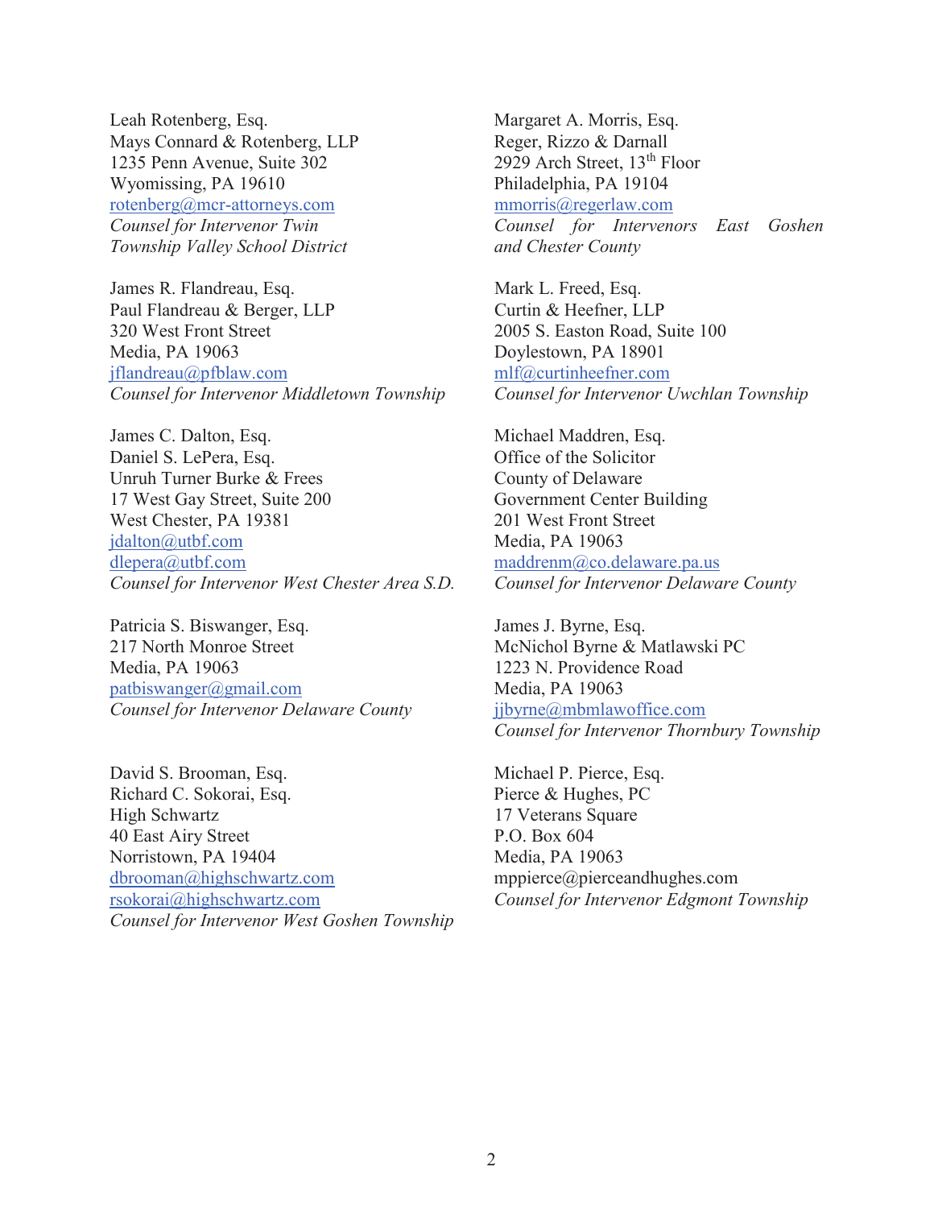Leah Rotenberg, Esq.
Mays Connard & Rotenberg, LLP
1235 Penn Avenue, Suite 302
Wyomissing, PA 19610
rotenberg@mcr-attorneys.com
*Counsel for Intervenor Twin Township Valley School District*

James R. Flandreau, Esq.
Paul Flandreau & Berger, LLP
320 West Front Street
Media, PA 19063
jflandreau@pfblaw.com
*Counsel for Intervenor Middletown Township*

James C. Dalton, Esq.
Daniel S. LePera, Esq.
Unruh Turner Burke & Frees
17 West Gay Street, Suite 200
West Chester, PA 19381
jdalton@utbf.com
dlepera@utbf.com
*Counsel for Intervenor West Chester Area S.D.*

Patricia S. Biswanger, Esq.
217 North Monroe Street
Media, PA 19063
patbiswanger@gmail.com
*Counsel for Intervenor Delaware County*

David S. Brooman, Esq.
Richard C. Sokorai, Esq.
High Schwartz
40 East Airy Street
Norristown, PA 19404
dbrooman@highschwartz.com
rsokorai@highschwartz.com
*Counsel for Intervenor West Goshen Township*

Margaret A. Morris, Esq.
Reger, Rizzo & Darnall
2929 Arch Street, 13th Floor
Philadelphia, PA 19104
mmorris@regerlaw.com
*Counsel for Intervenors East Goshen and Chester County*

Mark L. Freed, Esq.
Curtin & Heefner, LLP
2005 S. Easton Road, Suite 100
Doylestown, PA 18901
mlf@curtinheefner.com
*Counsel for Intervenor Uwchlan Township*

Michael Maddren, Esq.
Office of the Solicitor
County of Delaware
Government Center Building
201 West Front Street
Media, PA 19063
maddrenm@co.delaware.pa.us
*Counsel for Intervenor Delaware County*

James J. Byrne, Esq.
McNichol Byrne & Matlawski PC
1223 N. Providence Road
Media, PA 19063
jjbyrne@mbmlawoffice.com
*Counsel for Intervenor Thornbury Township*

Michael P. Pierce, Esq.
Pierce & Hughes, PC
17 Veterans Square
P.O. Box 604
Media, PA 19063
mppierce@pierceandhughes.com
*Counsel for Intervenor Edgmont Township*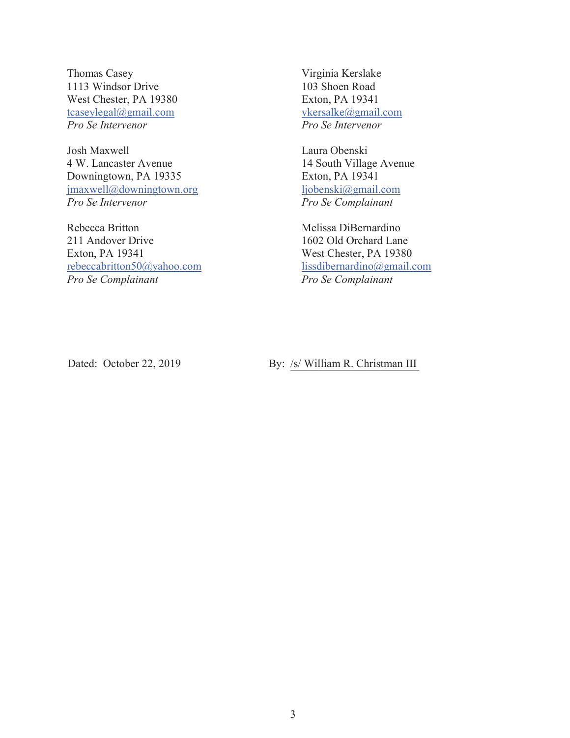Thomas Casey
1113 Windsor Drive
West Chester, PA 19380
tcaseylegal@gmail.com
*Pro Se Intervenor*

Josh Maxwell
4 W. Lancaster Avenue
Downingtown, PA 19335
jmaxwell@downingtown.org
*Pro Se Intervenor*

Rebecca Britton
211 Andover Drive
Exton, PA 19341
rebeccabritton50@yahoo.com
*Pro Se Complainant*

Virginia Kerslake
103 Shoen Road
Exton, PA 19341
vkersalke@gmail.com
*Pro Se Intervenor*

Laura Obenski
14 South Village Avenue
Exton, PA 19341
ljobenski@gmail.com
*Pro Se Complainant*

Melissa DiBernardino
1602 Old Orchard Lane
West Chester, PA 19380
lissdibernardino@gmail.com
*Pro Se Complainant*

Dated: October 22, 2019

By: /s/ William R. Christman III